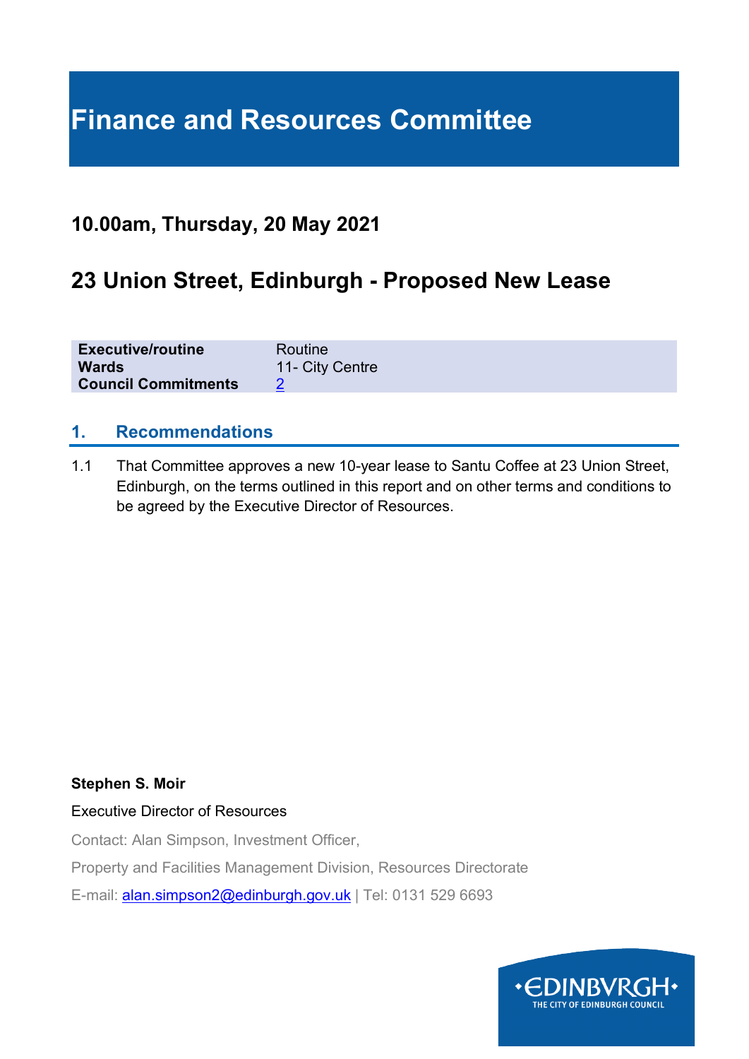# Finance and Resources Committee

## 10.00am, Thursday, 20 May 2021

## 23 Union Street, Edinburgh - Proposed New Lease

| | |
|---|---|
| **Executive/routine** | Routine |
| **Wards** | 11- City Centre |
| **Council Commitments** | 2 |

### 1. Recommendations

1.1 That Committee approves a new 10-year lease to Santu Coffee at 23 Union Street, Edinburgh, on the terms outlined in this report and on other terms and conditions to be agreed by the Executive Director of Resources.

**Stephen S. Moir**

Executive Director of Resources

Contact: Alan Simpson, Investment Officer,

Property and Facilities Management Division, Resources Directorate

E-mail: alan.simpson2@edinburgh.gov.uk | Tel: 0131 529 6693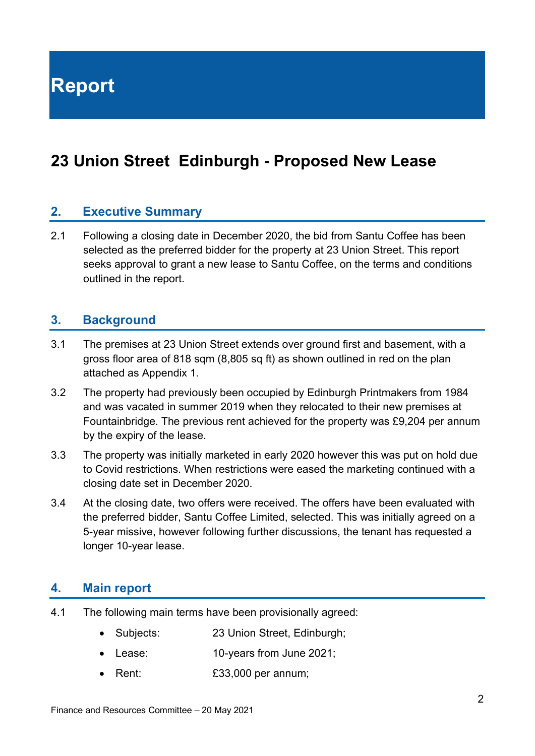# Report

# 23 Union Street  Edinburgh - Proposed New Lease

## 2. Executive Summary

2.1 Following a closing date in December 2020, the bid from Santu Coffee has been selected as the preferred bidder for the property at 23 Union Street. This report seeks approval to grant a new lease to Santu Coffee, on the terms and conditions outlined in the report.

## 3. Background

3.1 The premises at 23 Union Street extends over ground first and basement, with a gross floor area of 818 sqm (8,805 sq ft) as shown outlined in red on the plan attached as Appendix 1.

3.2 The property had previously been occupied by Edinburgh Printmakers from 1984 and was vacated in summer 2019 when they relocated to their new premises at Fountainbridge. The previous rent achieved for the property was £9,204 per annum by the expiry of the lease.

3.3 The property was initially marketed in early 2020 however this was put on hold due to Covid restrictions. When restrictions were eased the marketing continued with a closing date set in December 2020.

3.4 At the closing date, two offers were received. The offers have been evaluated with the preferred bidder, Santu Coffee Limited, selected. This was initially agreed on a 5-year missive, however following further discussions, the tenant has requested a longer 10-year lease.

## 4. Main report

4.1 The following main terms have been provisionally agreed:

- Subjects: 23 Union Street, Edinburgh;
- Lease: 10-years from June 2021;
- Rent: £33,000 per annum;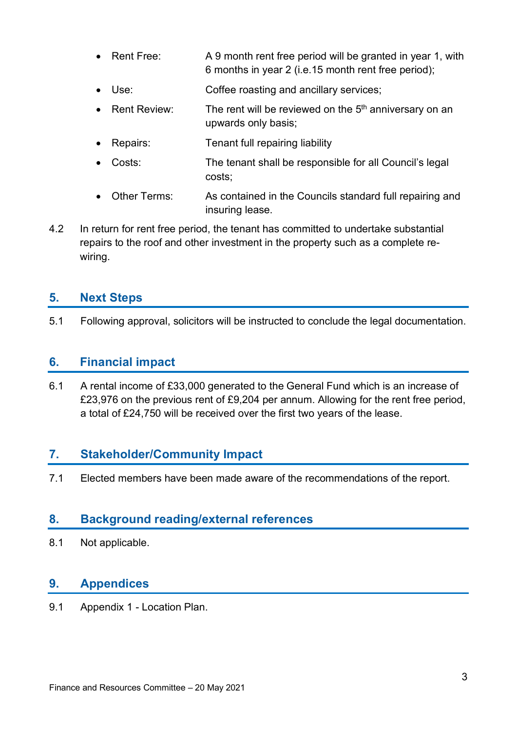- Rent Free: A 9 month rent free period will be granted in year 1, with 6 months in year 2 (i.e.15 month rent free period);
- Use: Coffee roasting and ancillary services;
- Rent Review: The rent will be reviewed on the 5th anniversary on an upwards only basis;
- Repairs: Tenant full repairing liability
- Costs: The tenant shall be responsible for all Council's legal costs;
- Other Terms: As contained in the Councils standard full repairing and insuring lease.

4.2 In return for rent free period, the tenant has committed to undertake substantial repairs to the roof and other investment in the property such as a complete re-wiring.

## 5. Next Steps

5.1 Following approval, solicitors will be instructed to conclude the legal documentation.

## 6. Financial impact

6.1 A rental income of £33,000 generated to the General Fund which is an increase of £23,976 on the previous rent of £9,204 per annum. Allowing for the rent free period, a total of £24,750 will be received over the first two years of the lease.

## 7. Stakeholder/Community Impact

7.1 Elected members have been made aware of the recommendations of the report.

## 8. Background reading/external references

8.1 Not applicable.

## 9. Appendices

9.1 Appendix 1 - Location Plan.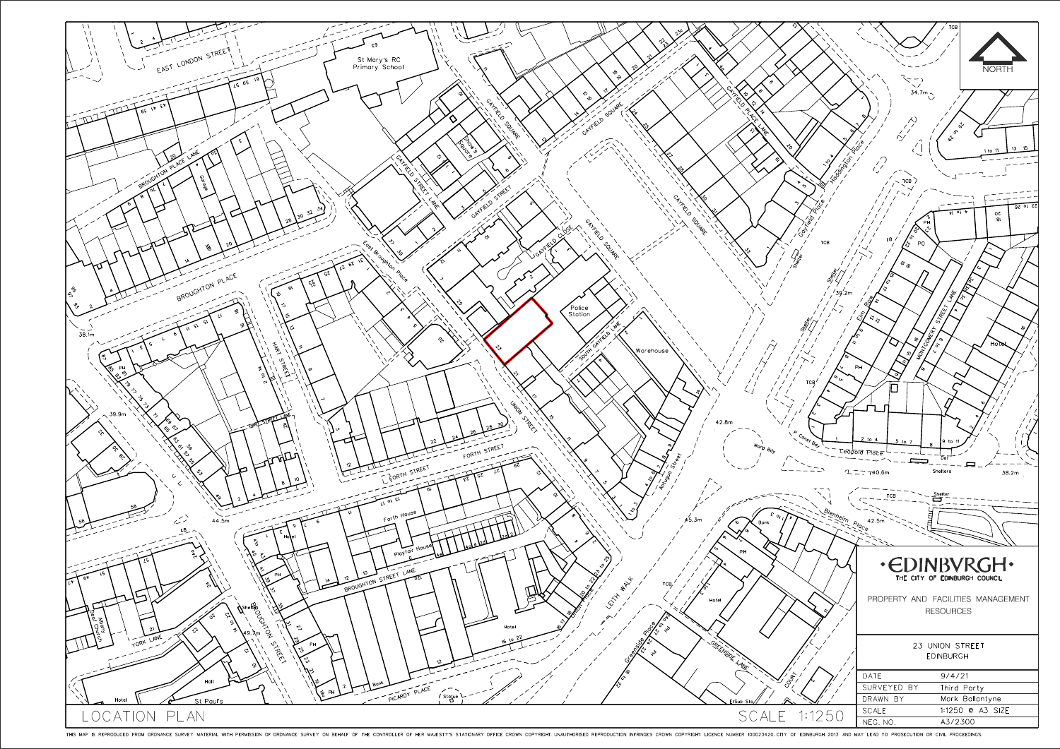NORTH

·EDINBVRGH·
THE CITY OF EDINBURGH COUNCIL

PROPERTY AND FACILITIES MANAGEMENT
RESOURCES

23 UNION STREET
EDINBURGH

| | |
|---|---|
| DATE | 9/4/21 |
| SURVEYED BY | Third Party |
| DRAWN BY | Mark Ballantyne |
| SCALE | 1:1250 @ A3 SIZE |
| NEG. NO. | A3/2300 |

LOCATION PLAN

SCALE 1:1250

THIS MAP IS REPRODUCED FROM ORDNANCE SURVEY MATERIAL WITH PERMISSION OF ORDNANCE SURVEY ON BEHALF OF THE CONTROLLER OF HER MAJESTY'S STATIONARY OFFICE CROWN COPYRIGHT. UNAUTHORISED REPRODUCTION INFRINGES CROWN COPYRIGHT LICENCE NUMBER 100023420. CITY OF EDINBURGH 2013 AND MAY LEAD TO PROSECUTION OR CIVIL PROCEEDINGS.